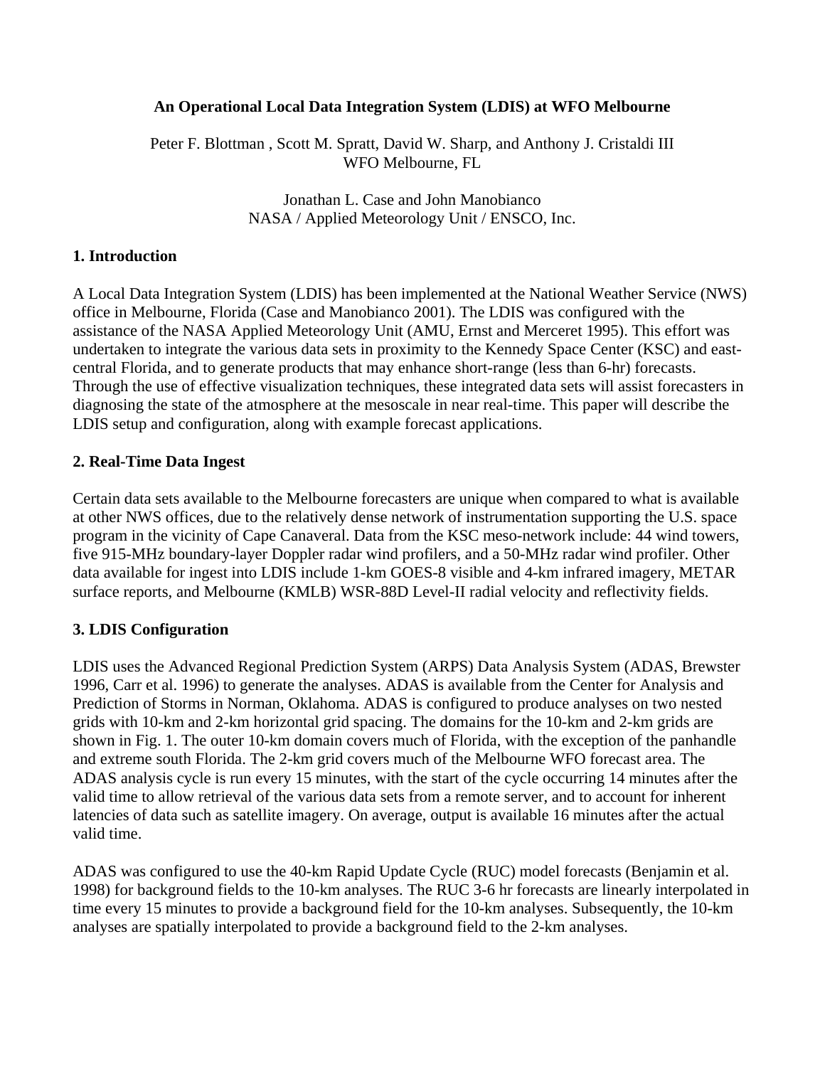# An Operational Local Data Integration System (LDIS) at WFO Melbourne

Peter F. Blottman , Scott M. Spratt, David W. Sharp, and Anthony J. Cristaldi III
WFO Melbourne, FL

Jonathan L. Case and John Manobianco
NASA / Applied Meteorology Unit / ENSCO, Inc.

## 1. Introduction

A Local Data Integration System (LDIS) has been implemented at the National Weather Service (NWS) office in Melbourne, Florida (Case and Manobianco 2001). The LDIS was configured with the assistance of the NASA Applied Meteorology Unit (AMU, Ernst and Merceret 1995). This effort was undertaken to integrate the various data sets in proximity to the Kennedy Space Center (KSC) and east-central Florida, and to generate products that may enhance short-range (less than 6-hr) forecasts. Through the use of effective visualization techniques, these integrated data sets will assist forecasters in diagnosing the state of the atmosphere at the mesoscale in near real-time. This paper will describe the LDIS setup and configuration, along with example forecast applications.

## 2. Real-Time Data Ingest

Certain data sets available to the Melbourne forecasters are unique when compared to what is available at other NWS offices, due to the relatively dense network of instrumentation supporting the U.S. space program in the vicinity of Cape Canaveral. Data from the KSC meso-network include: 44 wind towers, five 915-MHz boundary-layer Doppler radar wind profilers, and a 50-MHz radar wind profiler. Other data available for ingest into LDIS include 1-km GOES-8 visible and 4-km infrared imagery, METAR surface reports, and Melbourne (KMLB) WSR-88D Level-II radial velocity and reflectivity fields.

## 3. LDIS Configuration

LDIS uses the Advanced Regional Prediction System (ARPS) Data Analysis System (ADAS, Brewster 1996, Carr et al. 1996) to generate the analyses. ADAS is available from the Center for Analysis and Prediction of Storms in Norman, Oklahoma. ADAS is configured to produce analyses on two nested grids with 10-km and 2-km horizontal grid spacing. The domains for the 10-km and 2-km grids are shown in Fig. 1. The outer 10-km domain covers much of Florida, with the exception of the panhandle and extreme south Florida. The 2-km grid covers much of the Melbourne WFO forecast area. The ADAS analysis cycle is run every 15 minutes, with the start of the cycle occurring 14 minutes after the valid time to allow retrieval of the various data sets from a remote server, and to account for inherent latencies of data such as satellite imagery. On average, output is available 16 minutes after the actual valid time.

ADAS was configured to use the 40-km Rapid Update Cycle (RUC) model forecasts (Benjamin et al. 1998) for background fields to the 10-km analyses. The RUC 3-6 hr forecasts are linearly interpolated in time every 15 minutes to provide a background field for the 10-km analyses. Subsequently, the 10-km analyses are spatially interpolated to provide a background field to the 2-km analyses.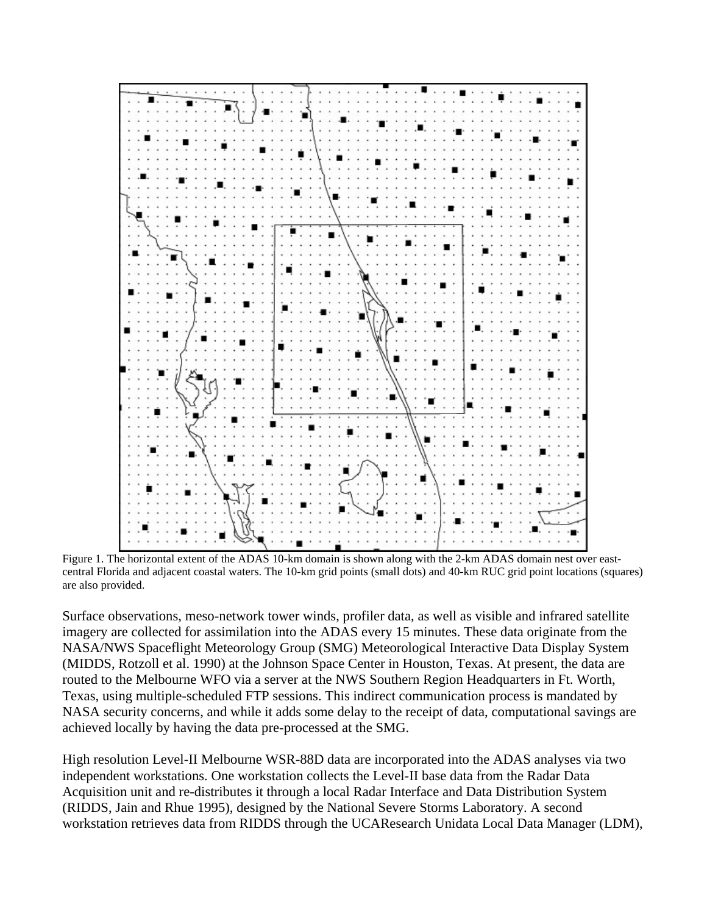Figure 1. The horizontal extent of the ADAS 10-km domain is shown along with the 2-km ADAS domain nest over east-central Florida and adjacent coastal waters. The 10-km grid points (small dots) and 40-km RUC grid point locations (squares) are also provided.

Surface observations, meso-network tower winds, profiler data, as well as visible and infrared satellite imagery are collected for assimilation into the ADAS every 15 minutes. These data originate from the NASA/NWS Spaceflight Meteorology Group (SMG) Meteorological Interactive Data Display System (MIDDS, Rotzoll et al. 1990) at the Johnson Space Center in Houston, Texas. At present, the data are routed to the Melbourne WFO via a server at the NWS Southern Region Headquarters in Ft. Worth, Texas, using multiple-scheduled FTP sessions. This indirect communication process is mandated by NASA security concerns, and while it adds some delay to the receipt of data, computational savings are achieved locally by having the data pre-processed at the SMG.

High resolution Level-II Melbourne WSR-88D data are incorporated into the ADAS analyses via two independent workstations. One workstation collects the Level-II base data from the Radar Data Acquisition unit and re-distributes it through a local Radar Interface and Data Distribution System (RIDDS, Jain and Rhue 1995), designed by the National Severe Storms Laboratory. A second workstation retrieves data from RIDDS through the UCAResearch Unidata Local Data Manager (LDM),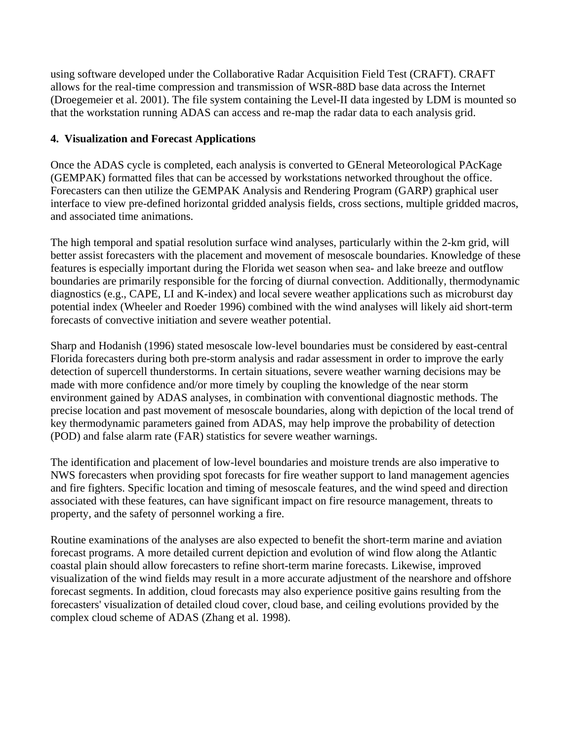using software developed under the Collaborative Radar Acquisition Field Test (CRAFT). CRAFT allows for the real-time compression and transmission of WSR-88D base data across the Internet (Droegemeier et al. 2001). The file system containing the Level-II data ingested by LDM is mounted so that the workstation running ADAS can access and re-map the radar data to each analysis grid.

## 4. Visualization and Forecast Applications

Once the ADAS cycle is completed, each analysis is converted to GEneral Meteorological PAcKage (GEMPAK) formatted files that can be accessed by workstations networked throughout the office. Forecasters can then utilize the GEMPAK Analysis and Rendering Program (GARP) graphical user interface to view pre-defined horizontal gridded analysis fields, cross sections, multiple gridded macros, and associated time animations.

The high temporal and spatial resolution surface wind analyses, particularly within the 2-km grid, will better assist forecasters with the placement and movement of mesoscale boundaries. Knowledge of these features is especially important during the Florida wet season when sea- and lake breeze and outflow boundaries are primarily responsible for the forcing of diurnal convection. Additionally, thermodynamic diagnostics (e.g., CAPE, LI and K-index) and local severe weather applications such as microburst day potential index (Wheeler and Roeder 1996) combined with the wind analyses will likely aid short-term forecasts of convective initiation and severe weather potential.

Sharp and Hodanish (1996) stated mesoscale low-level boundaries must be considered by east-central Florida forecasters during both pre-storm analysis and radar assessment in order to improve the early detection of supercell thunderstorms. In certain situations, severe weather warning decisions may be made with more confidence and/or more timely by coupling the knowledge of the near storm environment gained by ADAS analyses, in combination with conventional diagnostic methods. The precise location and past movement of mesoscale boundaries, along with depiction of the local trend of key thermodynamic parameters gained from ADAS, may help improve the probability of detection (POD) and false alarm rate (FAR) statistics for severe weather warnings.

The identification and placement of low-level boundaries and moisture trends are also imperative to NWS forecasters when providing spot forecasts for fire weather support to land management agencies and fire fighters. Specific location and timing of mesoscale features, and the wind speed and direction associated with these features, can have significant impact on fire resource management, threats to property, and the safety of personnel working a fire.

Routine examinations of the analyses are also expected to benefit the short-term marine and aviation forecast programs. A more detailed current depiction and evolution of wind flow along the Atlantic coastal plain should allow forecasters to refine short-term marine forecasts. Likewise, improved visualization of the wind fields may result in a more accurate adjustment of the nearshore and offshore forecast segments. In addition, cloud forecasts may also experience positive gains resulting from the forecasters' visualization of detailed cloud cover, cloud base, and ceiling evolutions provided by the complex cloud scheme of ADAS (Zhang et al. 1998).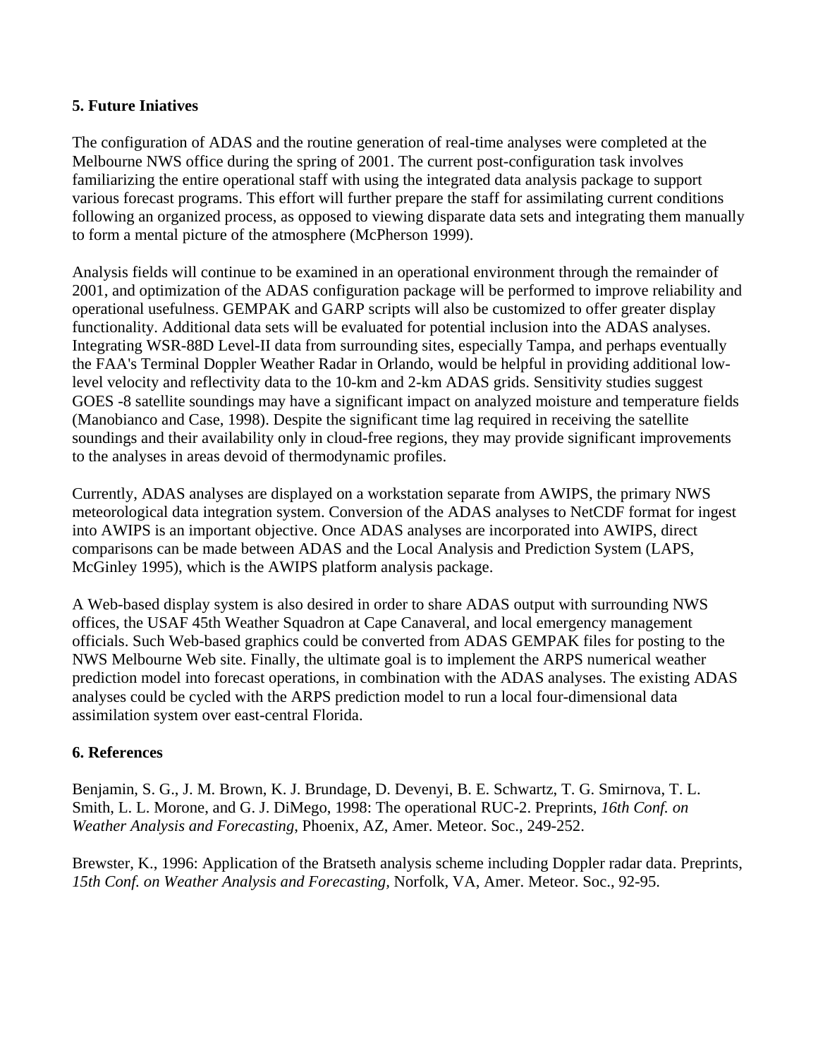## 5. Future Iniatives

The configuration of ADAS and the routine generation of real-time analyses were completed at the Melbourne NWS office during the spring of 2001. The current post-configuration task involves familiarizing the entire operational staff with using the integrated data analysis package to support various forecast programs. This effort will further prepare the staff for assimilating current conditions following an organized process, as opposed to viewing disparate data sets and integrating them manually to form a mental picture of the atmosphere (McPherson 1999).

Analysis fields will continue to be examined in an operational environment through the remainder of 2001, and optimization of the ADAS configuration package will be performed to improve reliability and operational usefulness. GEMPAK and GARP scripts will also be customized to offer greater display functionality. Additional data sets will be evaluated for potential inclusion into the ADAS analyses. Integrating WSR-88D Level-II data from surrounding sites, especially Tampa, and perhaps eventually the FAA's Terminal Doppler Weather Radar in Orlando, would be helpful in providing additional low-level velocity and reflectivity data to the 10-km and 2-km ADAS grids. Sensitivity studies suggest GOES -8 satellite soundings may have a significant impact on analyzed moisture and temperature fields (Manobianco and Case, 1998). Despite the significant time lag required in receiving the satellite soundings and their availability only in cloud-free regions, they may provide significant improvements to the analyses in areas devoid of thermodynamic profiles.

Currently, ADAS analyses are displayed on a workstation separate from AWIPS, the primary NWS meteorological data integration system. Conversion of the ADAS analyses to NetCDF format for ingest into AWIPS is an important objective. Once ADAS analyses are incorporated into AWIPS, direct comparisons can be made between ADAS and the Local Analysis and Prediction System (LAPS, McGinley 1995), which is the AWIPS platform analysis package.

A Web-based display system is also desired in order to share ADAS output with surrounding NWS offices, the USAF 45th Weather Squadron at Cape Canaveral, and local emergency management officials. Such Web-based graphics could be converted from ADAS GEMPAK files for posting to the NWS Melbourne Web site. Finally, the ultimate goal is to implement the ARPS numerical weather prediction model into forecast operations, in combination with the ADAS analyses. The existing ADAS analyses could be cycled with the ARPS prediction model to run a local four-dimensional data assimilation system over east-central Florida.

## 6. References

Benjamin, S. G., J. M. Brown, K. J. Brundage, D. Devenyi, B. E. Schwartz, T. G. Smirnova, T. L. Smith, L. L. Morone, and G. J. DiMego, 1998: The operational RUC-2. Preprints, *16th Conf. on Weather Analysis and Forecasting*, Phoenix, AZ, Amer. Meteor. Soc., 249-252.

Brewster, K., 1996: Application of the Bratseth analysis scheme including Doppler radar data. Preprints, *15th Conf. on Weather Analysis and Forecasting*, Norfolk, VA, Amer. Meteor. Soc., 92-95.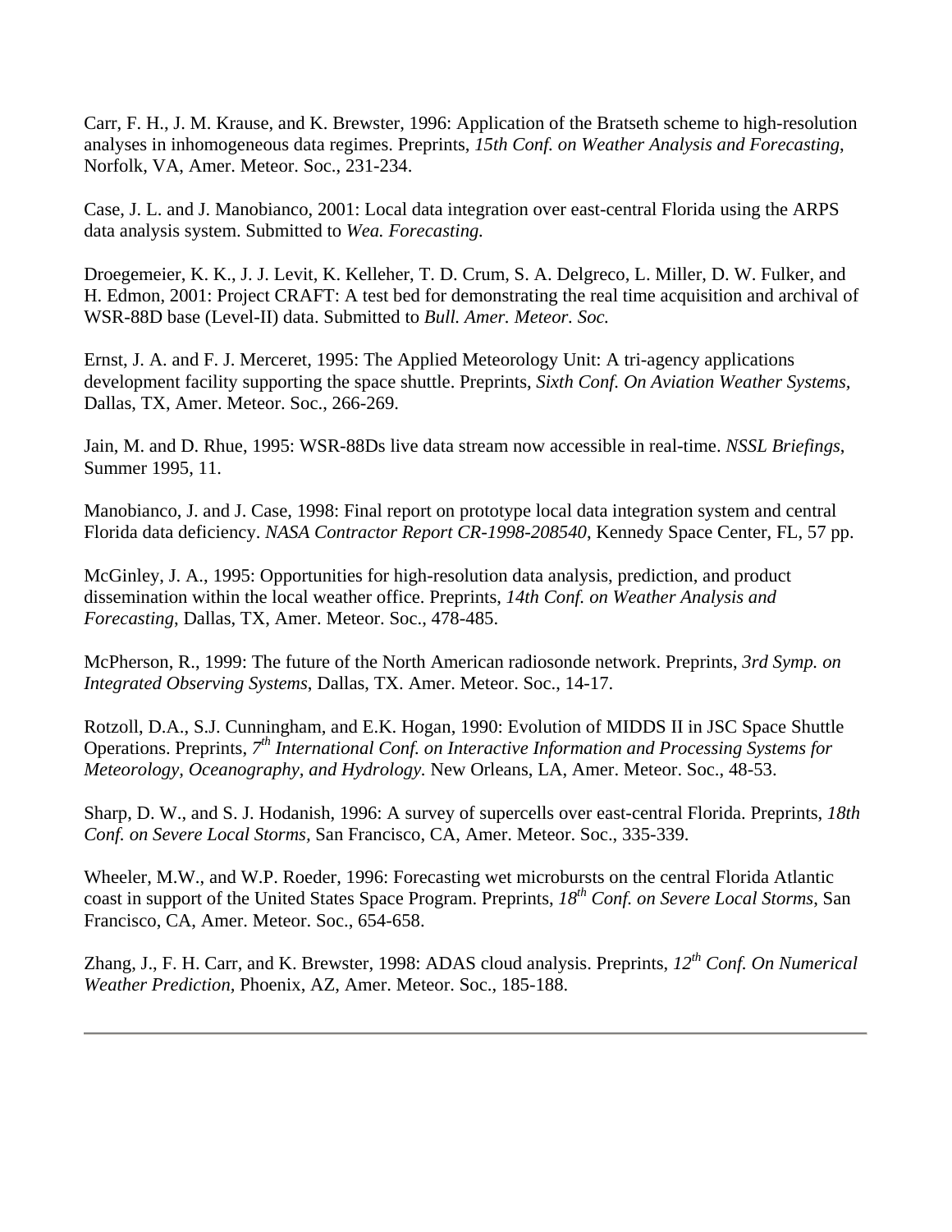Carr, F. H., J. M. Krause, and K. Brewster, 1996: Application of the Bratseth scheme to high-resolution analyses in inhomogeneous data regimes. Preprints, *15th Conf. on Weather Analysis and Forecasting*, Norfolk, VA, Amer. Meteor. Soc., 231-234.

Case, J. L. and J. Manobianco, 2001: Local data integration over east-central Florida using the ARPS data analysis system. Submitted to *Wea. Forecasting.*

Droegemeier, K. K., J. J. Levit, K. Kelleher, T. D. Crum, S. A. Delgreco, L. Miller, D. W. Fulker, and H. Edmon, 2001: Project CRAFT: A test bed for demonstrating the real time acquisition and archival of WSR-88D base (Level-II) data. Submitted to *Bull. Amer. Meteor. Soc.*

Ernst, J. A. and F. J. Merceret, 1995: The Applied Meteorology Unit: A tri-agency applications development facility supporting the space shuttle. Preprints, *Sixth Conf. On Aviation Weather Systems*, Dallas, TX, Amer. Meteor. Soc., 266-269.

Jain, M. and D. Rhue, 1995: WSR-88Ds live data stream now accessible in real-time. *NSSL Briefings*, Summer 1995, 11.

Manobianco, J. and J. Case, 1998: Final report on prototype local data integration system and central Florida data deficiency. *NASA Contractor Report CR-1998-208540*, Kennedy Space Center, FL, 57 pp.

McGinley, J. A., 1995: Opportunities for high-resolution data analysis, prediction, and product dissemination within the local weather office. Preprints, *14th Conf. on Weather Analysis and Forecasting*, Dallas, TX, Amer. Meteor. Soc., 478-485.

McPherson, R., 1999: The future of the North American radiosonde network. Preprints, *3rd Symp. on Integrated Observing Systems*, Dallas, TX. Amer. Meteor. Soc., 14-17.

Rotzoll, D.A., S.J. Cunningham, and E.K. Hogan, 1990: Evolution of MIDDS II in JSC Space Shuttle Operations. Preprints, *7th International Conf. on Interactive Information and Processing Systems for Meteorology, Oceanography, and Hydrology.* New Orleans, LA, Amer. Meteor. Soc., 48-53.

Sharp, D. W., and S. J. Hodanish, 1996: A survey of supercells over east-central Florida. Preprints, *18th Conf. on Severe Local Storms*, San Francisco, CA, Amer. Meteor. Soc., 335-339.

Wheeler, M.W., and W.P. Roeder, 1996: Forecasting wet microbursts on the central Florida Atlantic coast in support of the United States Space Program. Preprints, *18th Conf. on Severe Local Storms*, San Francisco, CA, Amer. Meteor. Soc., 654-658.

Zhang, J., F. H. Carr, and K. Brewster, 1998: ADAS cloud analysis. Preprints, *12th Conf. On Numerical Weather Prediction*, Phoenix, AZ, Amer. Meteor. Soc., 185-188.